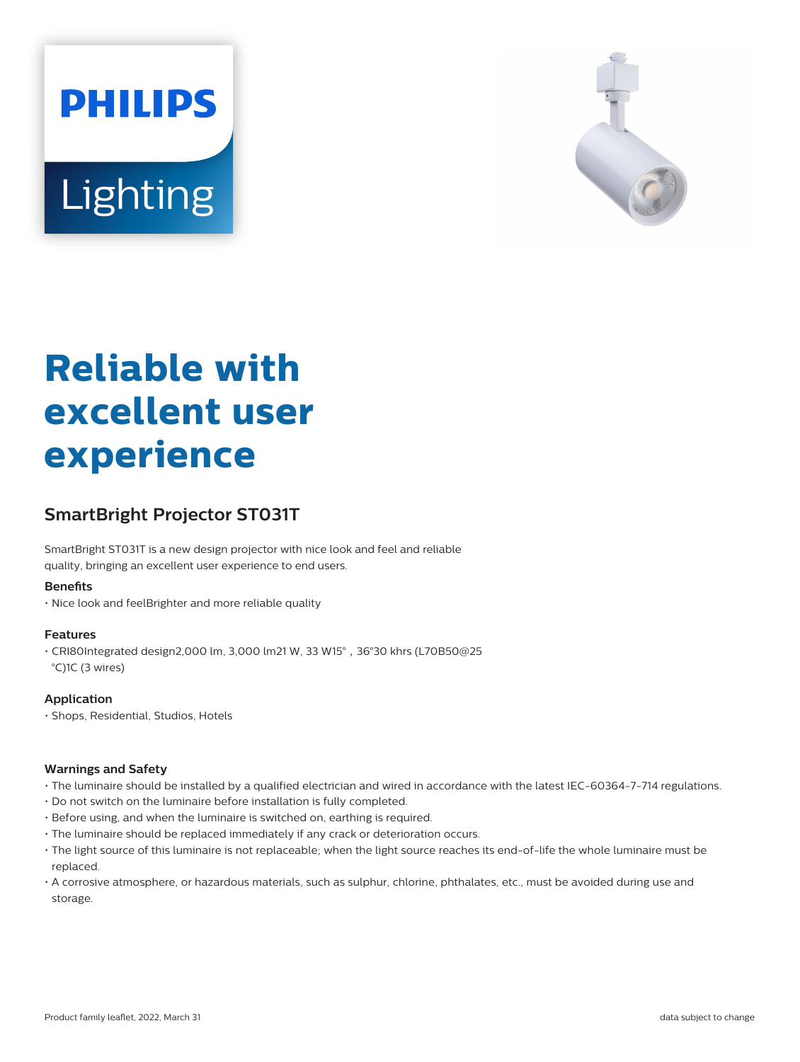PHILIPS

Lighting

# Reliable with excellent user experience

## SmartBright Projector ST031T

SmartBright ST031T is a new design projector with nice look and feel and reliable quality, bringing an excellent user experience to end users.

### Benefits

- Nice look and feelBrighter and more reliable quality

### Features

- CRI80Integrated design2,000 lm, 3,000 lm21 W, 33 W15° , 36°30 khrs (L70B50@25 °C)1C (3 wires)

### Application

- Shops, Residential, Studios, Hotels

### Warnings and Safety

- The luminaire should be installed by a qualified electrician and wired in accordance with the latest IEC-60364-7-714 regulations.
- Do not switch on the luminaire before installation is fully completed.
- Before using, and when the luminaire is switched on, earthing is required.
- The luminaire should be replaced immediately if any crack or deterioration occurs.
- The light source of this luminaire is not replaceable; when the light source reaches its end-of-life the whole luminaire must be replaced.
- A corrosive atmosphere, or hazardous materials, such as sulphur, chlorine, phthalates, etc., must be avoided during use and storage.

Product family leaflet, 2022, March 31

data subject to change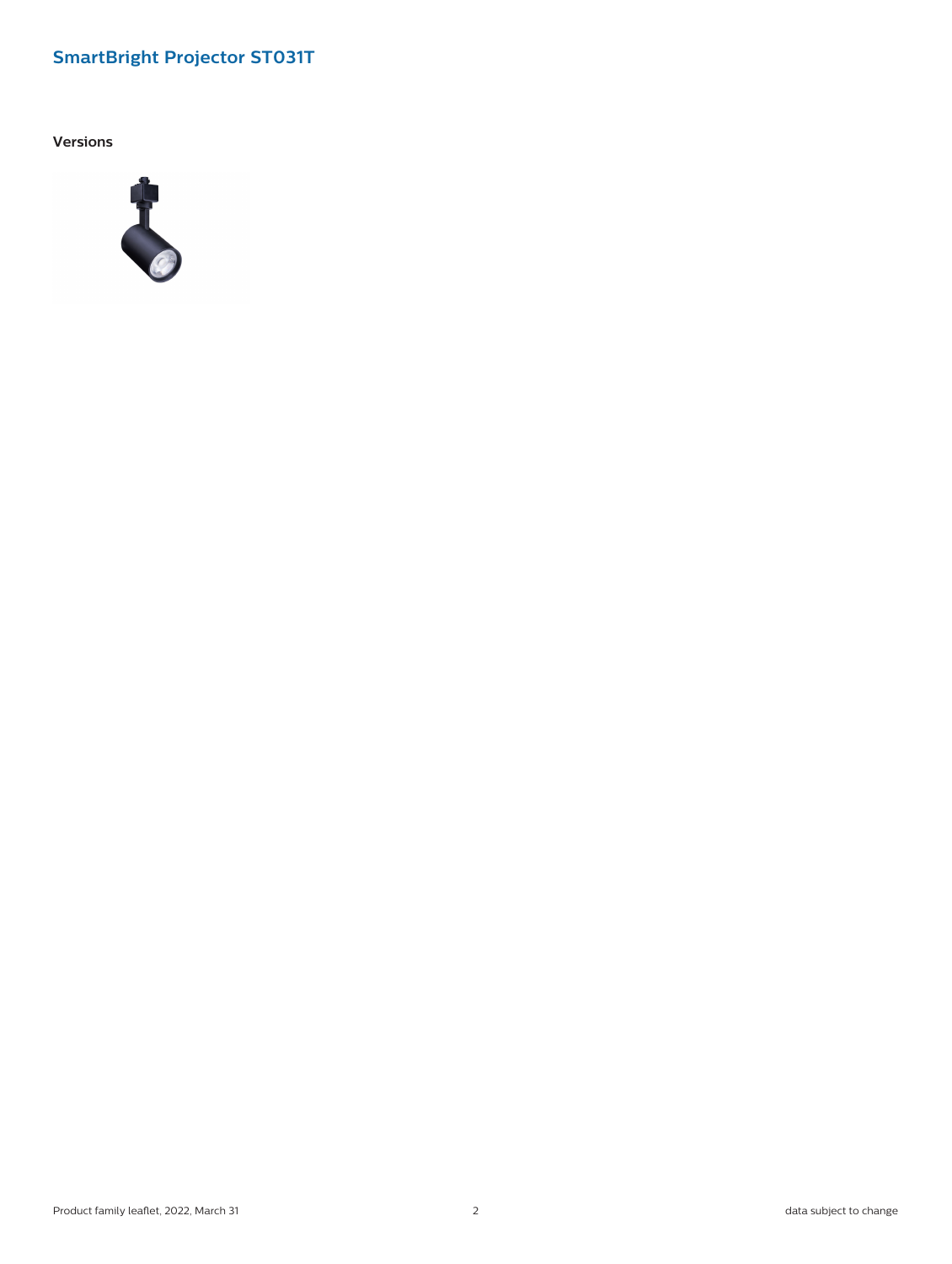## SmartBright Projector ST031T

### Versions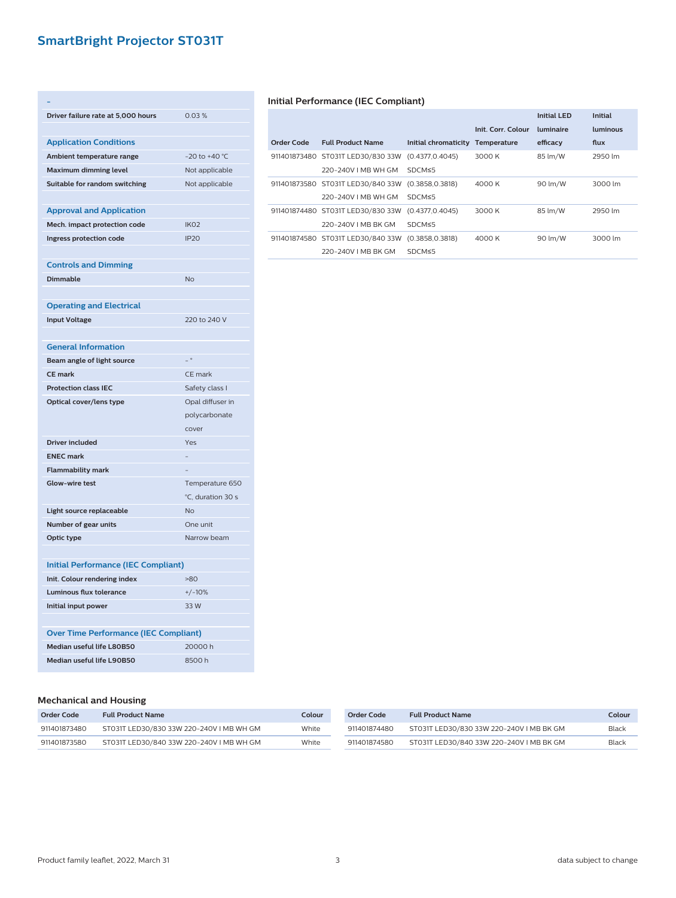# SmartBright Projector ST031T

| - | |
|---|---|
| Driver failure rate at 5,000 hours | 0.03 % |

| Application Conditions | |
|---|---|
| Ambient temperature range | -20 to +40 °C |
| Maximum dimming level | Not applicable |
| Suitable for random switching | Not applicable |

| Approval and Application | |
|---|---|
| Mech. impact protection code | IK02 |
| Ingress protection code | IP20 |

| Controls and Dimming | |
|---|---|
| Dimmable | No |

| Operating and Electrical | |
|---|---|
| Input Voltage | 220 to 240 V |

| General Information | |
|---|---|
| Beam angle of light source | - ° |
| CE mark | CE mark |
| Protection class IEC | Safety class I |
| Optical cover/lens type | Opal diffuser in polycarbonate cover |
| Driver included | Yes |
| ENEC mark | - |
| Flammability mark | - |
| Glow-wire test | Temperature 650 °C, duration 30 s |
| Light source replaceable | No |
| Number of gear units | One unit |
| Optic type | Narrow beam |

| Initial Performance (IEC Compliant) | |
|---|---|
| Init. Colour rendering index | >80 |
| Luminous flux tolerance | +/-10% |
| Initial input power | 33 W |

| Over Time Performance (IEC Compliant) | |
|---|---|
| Median useful life L80B50 | 20000 h |
| Median useful life L90B50 | 8500 h |

## Initial Performance (IEC Compliant)

| Order Code | Full Product Name | Initial chromaticity | Init. Corr. Colour Temperature | Initial LED luminaire efficacy | Initial luminous flux |
|---|---|---|---|---|---|
| 911401873480 | ST031T LED30/830 33W 220-240V I MB WH GM | (0.4377,0.4045) SDCM≤5 | 3000 K | 85 lm/W | 2950 lm |
| 911401873580 | ST031T LED30/840 33W 220-240V I MB WH GM | (0.3858,0.3818) SDCM≤5 | 4000 K | 90 lm/W | 3000 lm |
| 911401874480 | ST031T LED30/830 33W 220-240V I MB BK GM | (0.4377,0.4045) SDCM≤5 | 3000 K | 85 lm/W | 2950 lm |
| 911401874580 | ST031T LED30/840 33W 220-240V I MB BK GM | (0.3858,0.3818) SDCM≤5 | 4000 K | 90 lm/W | 3000 lm |

## Mechanical and Housing

| Order Code | Full Product Name | Colour |
|---|---|---|
| 911401873480 | ST031T LED30/830 33W 220-240V I MB WH GM | White |
| 911401873580 | ST031T LED30/840 33W 220-240V I MB WH GM | White |

| Order Code | Full Product Name | Colour |
|---|---|---|
| 911401874480 | ST031T LED30/830 33W 220-240V I MB BK GM | Black |
| 911401874580 | ST031T LED30/840 33W 220-240V I MB BK GM | Black |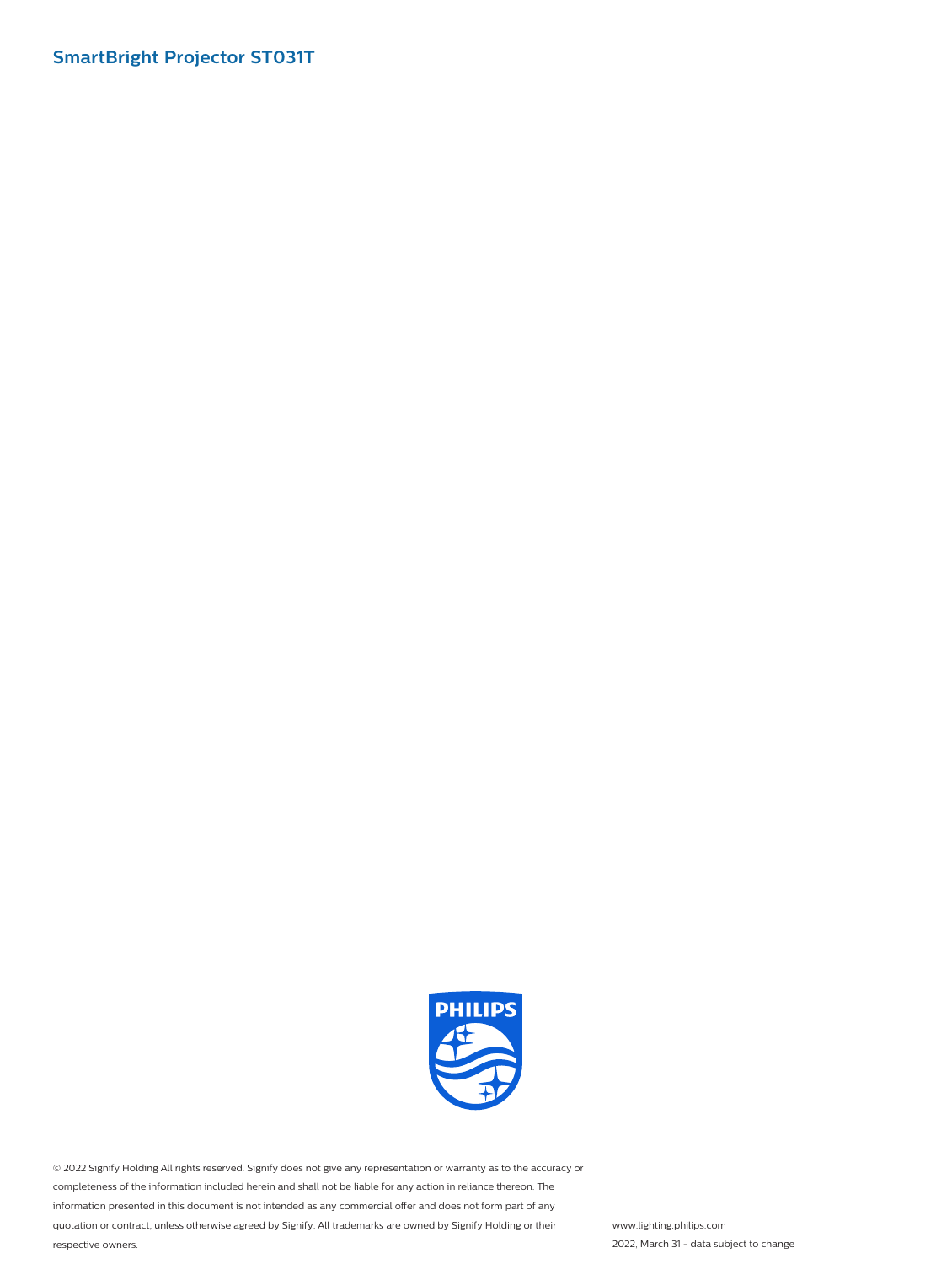© 2022 Signify Holding All rights reserved. Signify does not give any representation or warranty as to the accuracy or completeness of the information included herein and shall not be liable for any action in reliance thereon. The information presented in this document is not intended as any commercial offer and does not form part of any quotation or contract, unless otherwise agreed by Signify. All trademarks are owned by Signify Holding or their respective owners.

www.lighting.philips.com

2022, March 31 - data subject to change